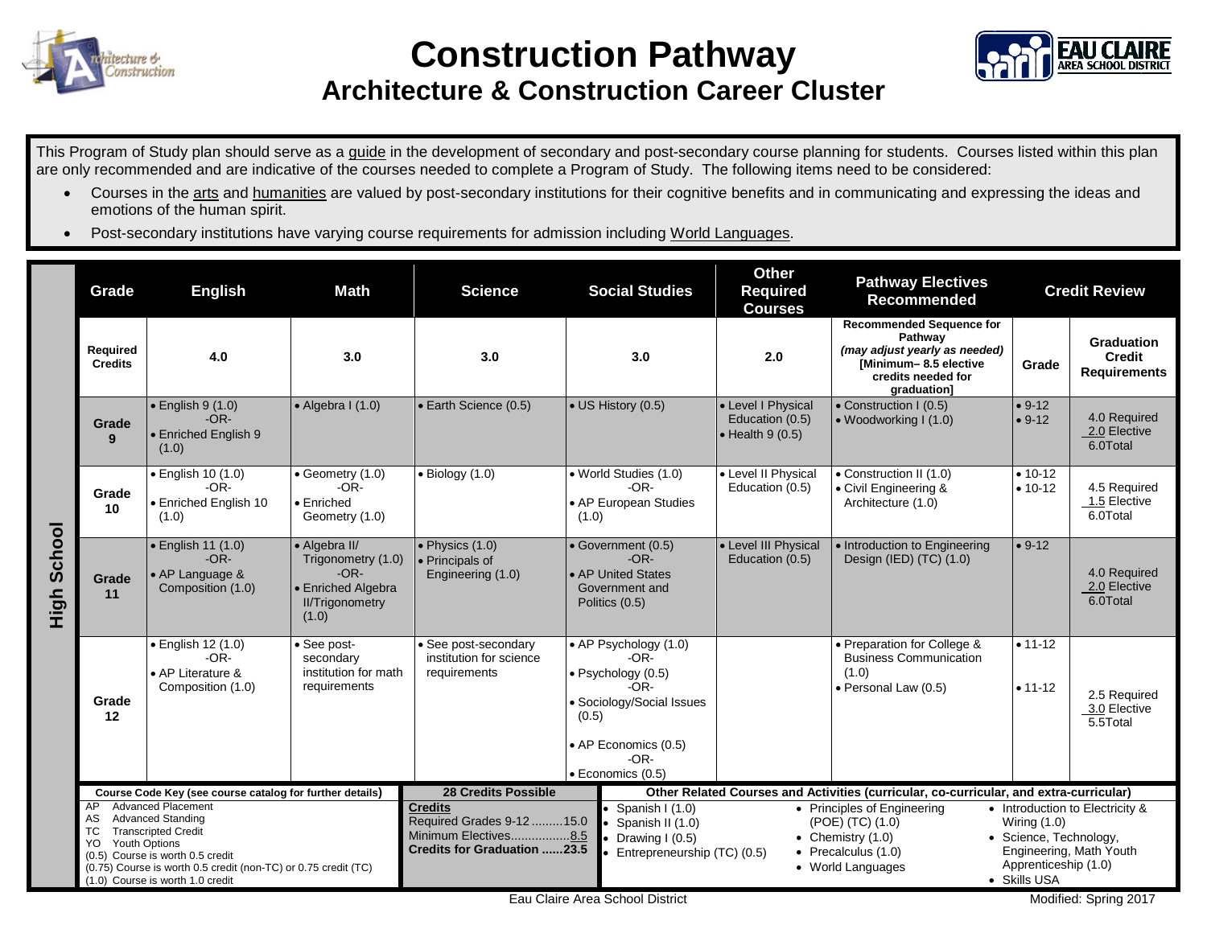# Construction Pathway

## Architecture & Construction Career Cluster

This Program of Study plan should serve as a guide in the development of secondary and post-secondary course planning for students. Courses listed within this plan are only recommended and are indicative of the courses needed to complete a Program of Study. The following items need to be considered:

- Courses in the arts and humanities are valued by post-secondary institutions for their cognitive benefits and in communicating and expressing the ideas and emotions of the human spirit.
- Post-secondary institutions have varying course requirements for admission including World Languages.

**High School**

| Grade | English | Math | Science | Social Studies | Other Required Courses | Pathway Electives Recommended | Credit Review | |
|---|---|---|---|---|---|---|---|---|
| **Required Credits** | **4.0** | **3.0** | **3.0** | **3.0** | **2.0** | **Recommended Sequence for Pathway** *(may adjust yearly as needed)* **[Minimum– 8.5 elective credits needed for graduation]** | **Grade** | **Graduation Credit Requirements** |
| **Grade 9** | • English 9 (1.0) -OR- • Enriched English 9 (1.0) | • Algebra I (1.0) | • Earth Science (0.5) | • US History (0.5) | • Level I Physical Education (0.5) • Health 9 (0.5) | • Construction I (0.5) • Woodworking I (1.0) | • 9-12 • 9-12 | 4.0 Required 2.0 Elective 6.0Total |
| **Grade 10** | • English 10 (1.0) -OR- • Enriched English 10 (1.0) | • Geometry (1.0) -OR- • Enriched Geometry (1.0) | • Biology (1.0) | • World Studies (1.0) -OR- • AP European Studies (1.0) | • Level II Physical Education (0.5) | • Construction II (1.0) • Civil Engineering & Architecture (1.0) | • 10-12 • 10-12 | 4.5 Required 1.5 Elective 6.0Total |
| **Grade 11** | • English 11 (1.0) -OR- • AP Language & Composition (1.0) | • Algebra II/ Trigonometry (1.0) -OR- • Enriched Algebra II/Trigonometry (1.0) | • Physics (1.0) • Principals of Engineering (1.0) | • Government (0.5) -OR- • AP United States Government and Politics (0.5) | • Level III Physical Education (0.5) | • Introduction to Engineering Design (IED) (TC) (1.0) | • 9-12 | 4.0 Required 2.0 Elective 6.0Total |
| **Grade 12** | • English 12 (1.0) -OR- • AP Literature & Composition (1.0) | • See post-secondary institution for math requirements | • See post-secondary institution for science requirements | • AP Psychology (1.0) -OR- • Psychology (0.5) -OR- • Sociology/Social Issues (0.5) • AP Economics (0.5) -OR- • Economics (0.5) | | • Preparation for College & Business Communication (1.0) • Personal Law (0.5) | • 11-12 • 11-12 | 2.5 Required 3.0 Elective 5.5Total |

**Course Code Key (see course catalog for further details)**

- AP Advanced Placement
- AS Advanced Standing
- TC Transcripted Credit
- YO Youth Options
- (0.5) Course is worth 0.5 credit
- (0.75) Course is worth 0.5 credit (non-TC) or 0.75 credit (TC)
- (1.0) Course is worth 1.0 credit

**28 Credits Possible**

**Credits**
Required Grades 9-12 .........15.0
Minimum Electives.................8.5
**Credits for Graduation ......23.5**

**Other Related Courses and Activities (curricular, co-curricular, and extra-curricular)**

- Spanish I (1.0)
- Spanish II (1.0)
- Drawing I (0.5)
- Entrepreneurship (TC) (0.5)
- Principles of Engineering (POE) (TC) (1.0)
- Chemistry (1.0)
- Precalculus (1.0)
- World Languages
- Introduction to Electricity & Wiring (1.0)
- Science, Technology, Engineering, Math Youth Apprenticeship (1.0)
- Skills USA

Eau Claire Area School District

Modified: Spring 2017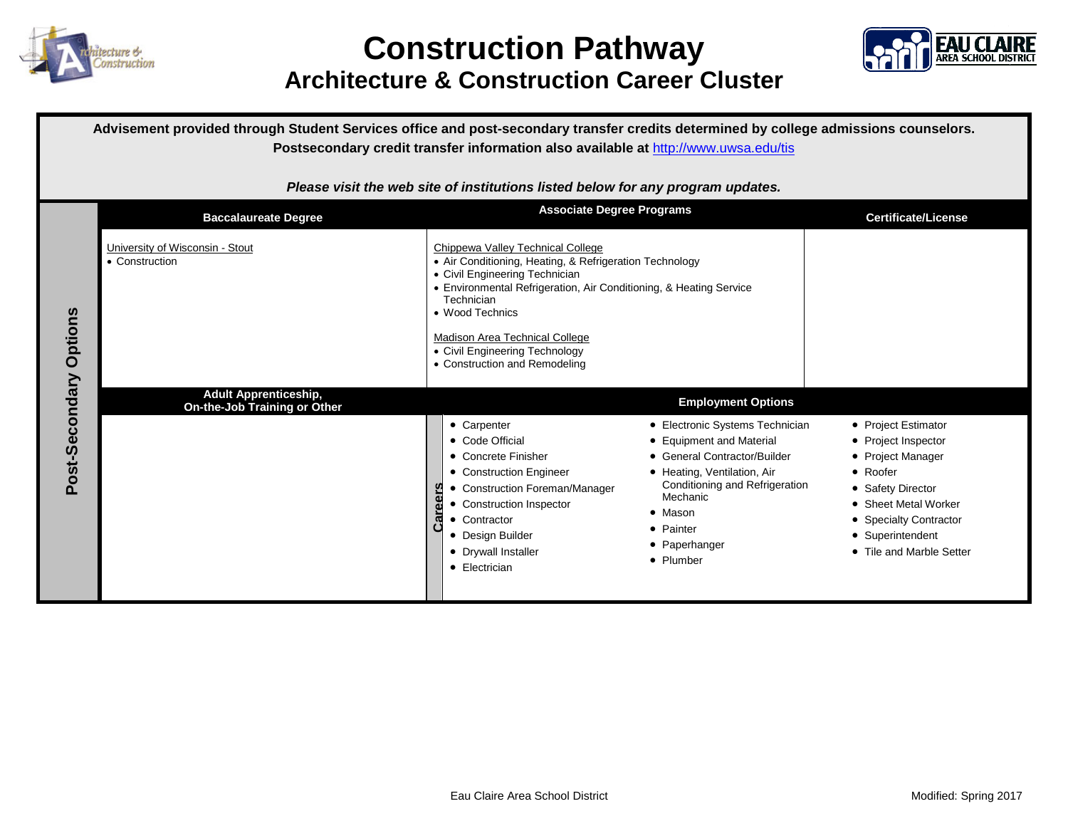# Construction Pathway

## Architecture & Construction Career Cluster

**Advisement provided through Student Services office and post-secondary transfer credits determined by college admissions counselors.**
**Postsecondary credit transfer information also available at http://www.uwsa.edu/tis**

***Please visit the web site of institutions listed below for any program updates.***

### Post-Secondary Options

| Baccalaureate Degree | Associate Degree Programs | Certificate/License |
|---|---|---|
| University of Wisconsin - Stout<br>• Construction | Chippewa Valley Technical College<br>• Air Conditioning, Heating, & Refrigeration Technology<br>• Civil Engineering Technician<br>• Environmental Refrigeration, Air Conditioning, & Heating Service Technician<br>• Wood Technics<br><br>Madison Area Technical College<br>• Civil Engineering Technology<br>• Construction and Remodeling | |

| Adult Apprenticeship, On-the-Job Training or Other | Employment Options | | |
|---|---|---|---|
| | **Careers**<br>• Carpenter<br>• Code Official<br>• Concrete Finisher<br>• Construction Engineer<br>• Construction Foreman/Manager<br>• Construction Inspector<br>• Contractor<br>• Design Builder<br>• Drywall Installer<br>• Electrician | • Electronic Systems Technician<br>• Equipment and Material<br>• General Contractor/Builder<br>• Heating, Ventilation, Air Conditioning and Refrigeration Mechanic<br>• Mason<br>• Painter<br>• Paperhanger<br>• Plumber | • Project Estimator<br>• Project Inspector<br>• Project Manager<br>• Roofer<br>• Safety Director<br>• Sheet Metal Worker<br>• Specialty Contractor<br>• Superintendent<br>• Tile and Marble Setter |

Eau Claire Area School District

Modified: Spring 2017